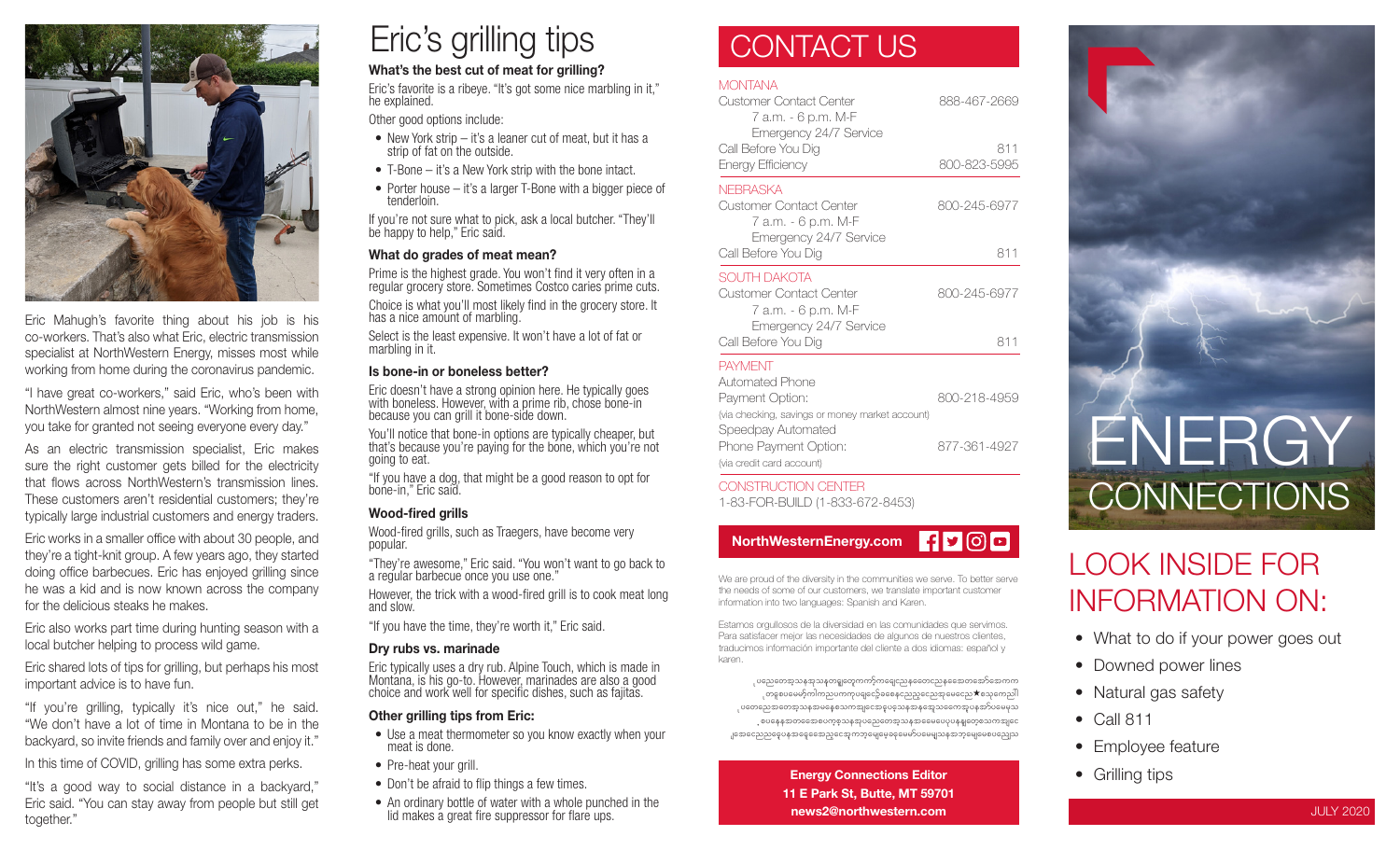Eric Mahugh's favorite thing about his job is his co-workers. That's also what Eric, electric transmission specialist at NorthWestern Energy, misses most while working from home during the coronavirus pandemic.

"I have great co-workers," said Eric, who's been with NorthWestern almost nine years. "Working from home, you take for granted not seeing everyone every day."

As an electric transmission specialist, Eric makes sure the right customer gets billed for the electricity that flows across NorthWestern's transmission lines. These customers aren't residential customers; they're typically large industrial customers and energy traders.

Eric works in a smaller office with about 30 people, and they're a tight-knit group. A few years ago, they started doing office barbecues. Eric has enjoyed grilling since he was a kid and is now known across the company for the delicious steaks he makes.

Eric also works part time during hunting season with a local butcher helping to process wild game.

Eric shared lots of tips for grilling, but perhaps his most important advice is to have fun.

"If you're grilling, typically it's nice out," he said. "We don't have a lot of time in Montana to be in the backyard, so invite friends and family over and enjoy it."

In this time of COVID, grilling has some extra perks.

"It's a good way to social distance in a backyard," Eric said. "You can stay away from people but still get together."

# Eric's grilling tips

### What's the best cut of meat for grilling?

Eric's favorite is a ribeye. "It's got some nice marbling in it," he explained.

Other good options include:

- New York strip – it's a leaner cut of meat, but it has a strip of fat on the outside.
- T-Bone – it's a New York strip with the bone intact.
- Porter house – it's a larger T-Bone with a bigger piece of tenderloin.

If you're not sure what to pick, ask a local butcher. "They'll be happy to help," Eric said.

### What do grades of meat mean?

Prime is the highest grade. You won't find it very often in a regular grocery store. Sometimes Costco caries prime cuts.

Choice is what you'll most likely find in the grocery store. It has a nice amount of marbling.

Select is the least expensive. It won't have a lot of fat or marbling in it.

### Is bone-in or boneless better?

Eric doesn't have a strong opinion here. He typically goes with boneless. However, with a prime rib, chose bone-in because you can grill it bone-side down.

You'll notice that bone-in options are typically cheaper, but that's because you're paying for the bone, which you're not going to eat.

"If you have a dog, that might be a good reason to opt for bone-in," Eric said.

### Wood-fired grills

Wood-fired grills, such as Traegers, have become very popular.

"They're awesome," Eric said. "You won't want to go back to a regular barbecue once you use one."

However, the trick with a wood-fired grill is to cook meat long and slow.

"If you have the time, they're worth it," Eric said.

### Dry rubs vs. marinade

Eric typically uses a dry rub. Alpine Touch, which is made in Montana, is his go-to. However, marinades are also a good choice and work well for specific dishes, such as fajitas.

### Other grilling tips from Eric:

- Use a meat thermometer so you know exactly when your meat is done.
- Pre-heat your grill.
- Don't be afraid to flip things a few times.
- An ordinary bottle of water with a whole punched in the lid makes a great fire suppressor for flare ups.

# CONTACT US

**MONTANA**

| | |
|---|---|
| Customer Contact Center<br>7 a.m. - 6 p.m. M-F<br>Emergency 24/7 Service | 888-467-2669 |
| Call Before You Dig | 811 |
| Energy Efficiency | 800-823-5995 |

**NEBRASKA**

| | |
|---|---|
| Customer Contact Center<br>7 a.m. - 6 p.m. M-F<br>Emergency 24/7 Service | 800-245-6977 |
| Call Before You Dig | 811 |

**SOUTH DAKOTA**

| | |
|---|---|
| Customer Contact Center<br>7 a.m. - 6 p.m. M-F<br>Emergency 24/7 Service | 800-245-6977 |
| Call Before You Dig | 811 |

**PAYMENT**

| | |
|---|---|
| Automated Phone Payment Option:<br>(via checking, savings or money market account) | 800-218-4959 |
| Speedpay Automated Phone Payment Option:<br>(via credit card account) | 877-361-4927 |

**CONSTRUCTION CENTER**

1-83-FOR-BUILD (1-833-672-8453)

**NorthWesternEnergy.com**

We are proud of the diversity in the communities we serve. To better serve the needs of some of our customers, we translate important customer information into two languages: Spanish and Karen.

Estamos orgullosos de la diversidad en las comunidades que servimos. Para satisfacer mejor las necesidades de algunos de nuestros clientes, traducimos información importante del cliente a dos idiomas: español y karen.

[Karen-language text]

**Energy Connections Editor**
**11 E Park St, Butte, MT 59701**
**news2@northwestern.com**

# ENERGY CONNECTIONS

## LOOK INSIDE FOR INFORMATION ON:

- What to do if your power goes out
- Downed power lines
- Natural gas safety
- Call 811
- Employee feature
- Grilling tips

JULY 2020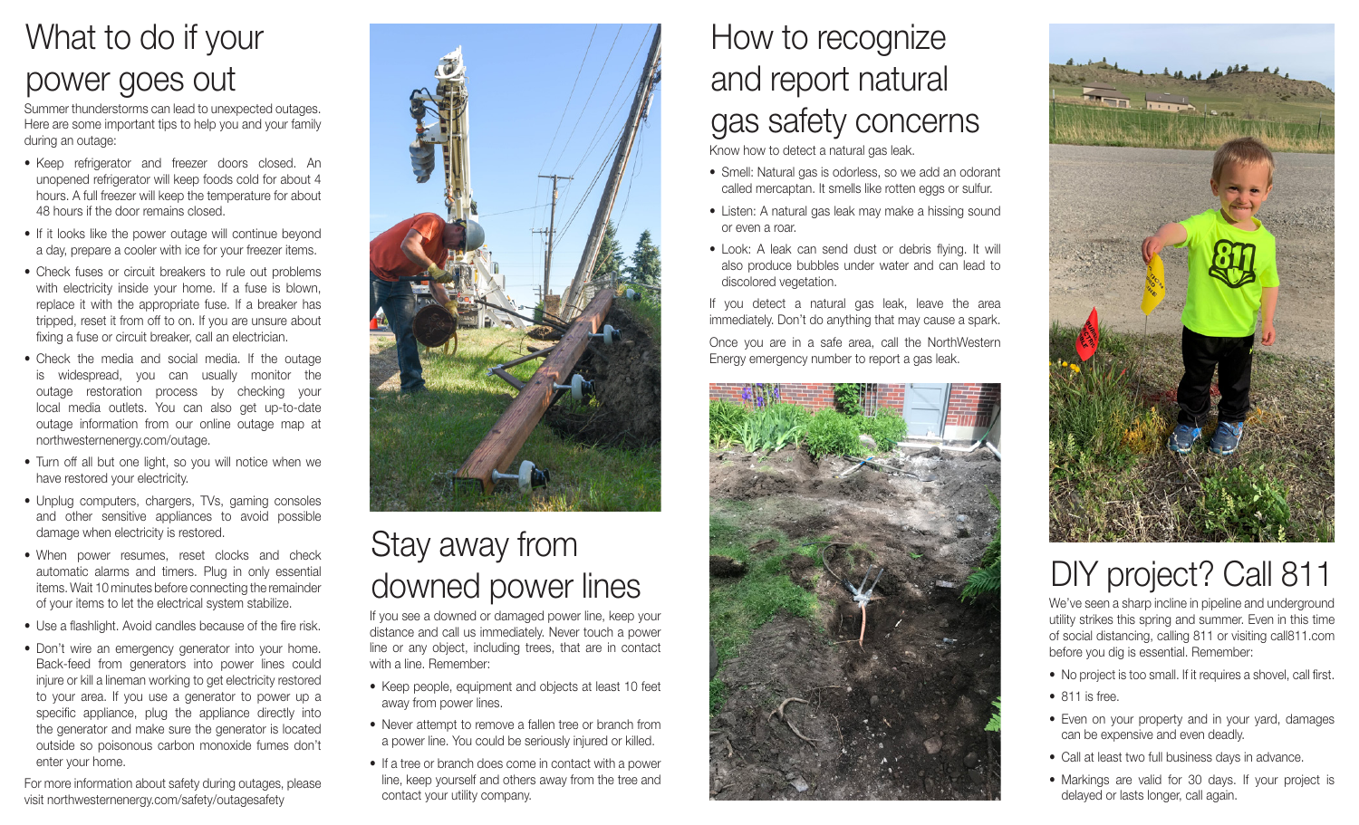# What to do if your power goes out

Summer thunderstorms can lead to unexpected outages. Here are some important tips to help you and your family during an outage:

- Keep refrigerator and freezer doors closed. An unopened refrigerator will keep foods cold for about 4 hours. A full freezer will keep the temperature for about 48 hours if the door remains closed.
- If it looks like the power outage will continue beyond a day, prepare a cooler with ice for your freezer items.
- Check fuses or circuit breakers to rule out problems with electricity inside your home. If a fuse is blown, replace it with the appropriate fuse. If a breaker has tripped, reset it from off to on. If you are unsure about fixing a fuse or circuit breaker, call an electrician.
- Check the media and social media. If the outage is widespread, you can usually monitor the outage restoration process by checking your local media outlets. You can also get up-to-date outage information from our online outage map at northwesternenergy.com/outage.
- Turn off all but one light, so you will notice when we have restored your electricity.
- Unplug computers, chargers, TVs, gaming consoles and other sensitive appliances to avoid possible damage when electricity is restored.
- When power resumes, reset clocks and check automatic alarms and timers. Plug in only essential items. Wait 10 minutes before connecting the remainder of your items to let the electrical system stabilize.
- Use a flashlight. Avoid candles because of the fire risk.
- Don't wire an emergency generator into your home. Back-feed from generators into power lines could injure or kill a lineman working to get electricity restored to your area. If you use a generator to power up a specific appliance, plug the appliance directly into the generator and make sure the generator is located outside so poisonous carbon monoxide fumes don't enter your home.

For more information about safety during outages, please visit northwesternenergy.com/safety/outagesafety

# Stay away from downed power lines

If you see a downed or damaged power line, keep your distance and call us immediately. Never touch a power line or any object, including trees, that are in contact with a line. Remember:

- Keep people, equipment and objects at least 10 feet away from power lines.
- Never attempt to remove a fallen tree or branch from a power line. You could be seriously injured or killed.
- If a tree or branch does come in contact with a power line, keep yourself and others away from the tree and contact your utility company.

# How to recognize and report natural gas safety concerns

Know how to detect a natural gas leak.

- Smell: Natural gas is odorless, so we add an odorant called mercaptan. It smells like rotten eggs or sulfur.
- Listen: A natural gas leak may make a hissing sound or even a roar.
- Look: A leak can send dust or debris flying. It will also produce bubbles under water and can lead to discolored vegetation.

If you detect a natural gas leak, leave the area immediately. Don't do anything that may cause a spark.

Once you are in a safe area, call the NorthWestern Energy emergency number to report a gas leak.

# DIY project? Call 811

We've seen a sharp incline in pipeline and underground utility strikes this spring and summer. Even in this time of social distancing, calling 811 or visiting call811.com before you dig is essential. Remember:

- No project is too small. If it requires a shovel, call first.
- 811 is free.
- Even on your property and in your yard, damages can be expensive and even deadly.
- Call at least two full business days in advance.
- Markings are valid for 30 days. If your project is delayed or lasts longer, call again.